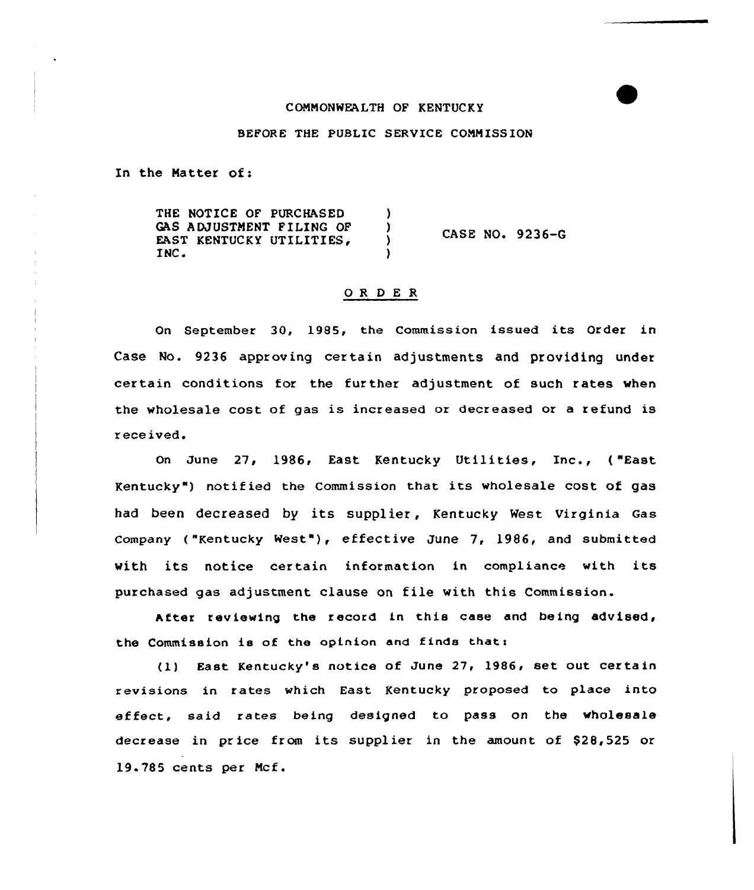COMMONWEALTH OF KENTUCKY

BEFORE THE PUBLIC SERVICE COMMISSION

In the Matter of:

| | | |
|---|---|---|
| THE NOTICE OF PURCHASED GAS ADJUSTMENT FILING OF EAST KENTUCKY UTILITIES, INC. | ) ) ) ) | CASE NO. 9236-G |

## ORDER

On September 30, 1985, the Commission issued its Order in Case No. 9236 approving certain adjustments and providing under certain conditions for the further adjustment of such rates when the wholesale cost of gas is increased or decreased or a refund is received.

On June 27, 1986, East Kentucky Utilities, Inc., ("East Kentucky") notified the Commission that its wholesale cost of gas had been decreased by its supplier, Kentucky West Virginia Gas Company ("Kentucky West"), effective June 7, 1986, and submitted with its notice certain information in compliance with its purchased gas adjustment clause on file with this Commission.

After reviewing the record in this case and being advised, the Commission is of the opinion and finds that:

(1) East Kentucky's notice of June 27, 1986, set out certain revisions in rates which East Kentucky proposed to place into effect, said rates being designed to pass on the wholesale decrease in price from its supplier in the amount of $28,525 or 19.785 cents per Mcf.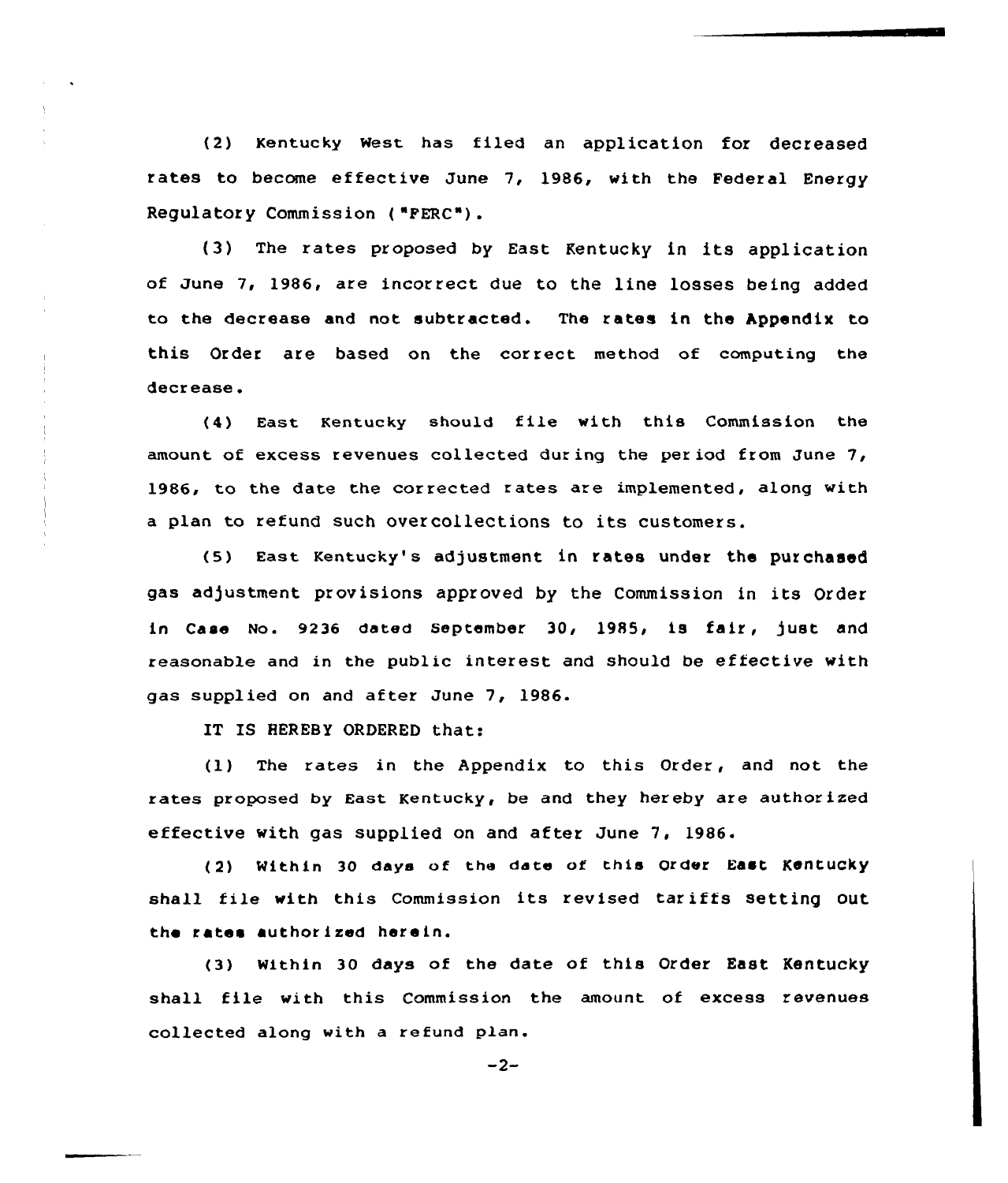(2) Kentucky West has filed an application for decreased rates to become effective June 7, 1986, with the Federal Energy Regulatory Commission ("FERC").

(3) The rates proposed by East Kentucky in its application of June 7, 1986, are incorrect due to the line losses being added to the decrease and not subtracted. The rates in the Appendix to this Order are based on the correct method of computing the decrease.

(4) East Kentucky should file with this Commission the amount of excess revenues collected during the period from June 7, 1986, to the date the corrected rates are implemented, along with a plan to refund such overcollections to its customers.

(5) East Kentucky's adjustment in rates under the purchased gas adjustment provisions approved by the Commission in its Order in Case No. 9236 dated September 30, 1985, is fair, just and reasonable and in the public interest and should be effective with gas supplied on and after June 7, 1986.

IT IS HEREBY ORDERED that:

(1) The rates in the Appendix to this Order, and not the rates proposed by East Kentucky, be and they hereby are authorized effective with gas supplied on and after June 7, 1986.

(2) Within 30 days of the date of this Order East Kentucky shall file with this Commission its revised tariffs setting out the rates authorized herein.

(3) Within 30 days of the date of this Order East Kentucky shall file with this Commission the amount of excess revenues collected along with a refund plan.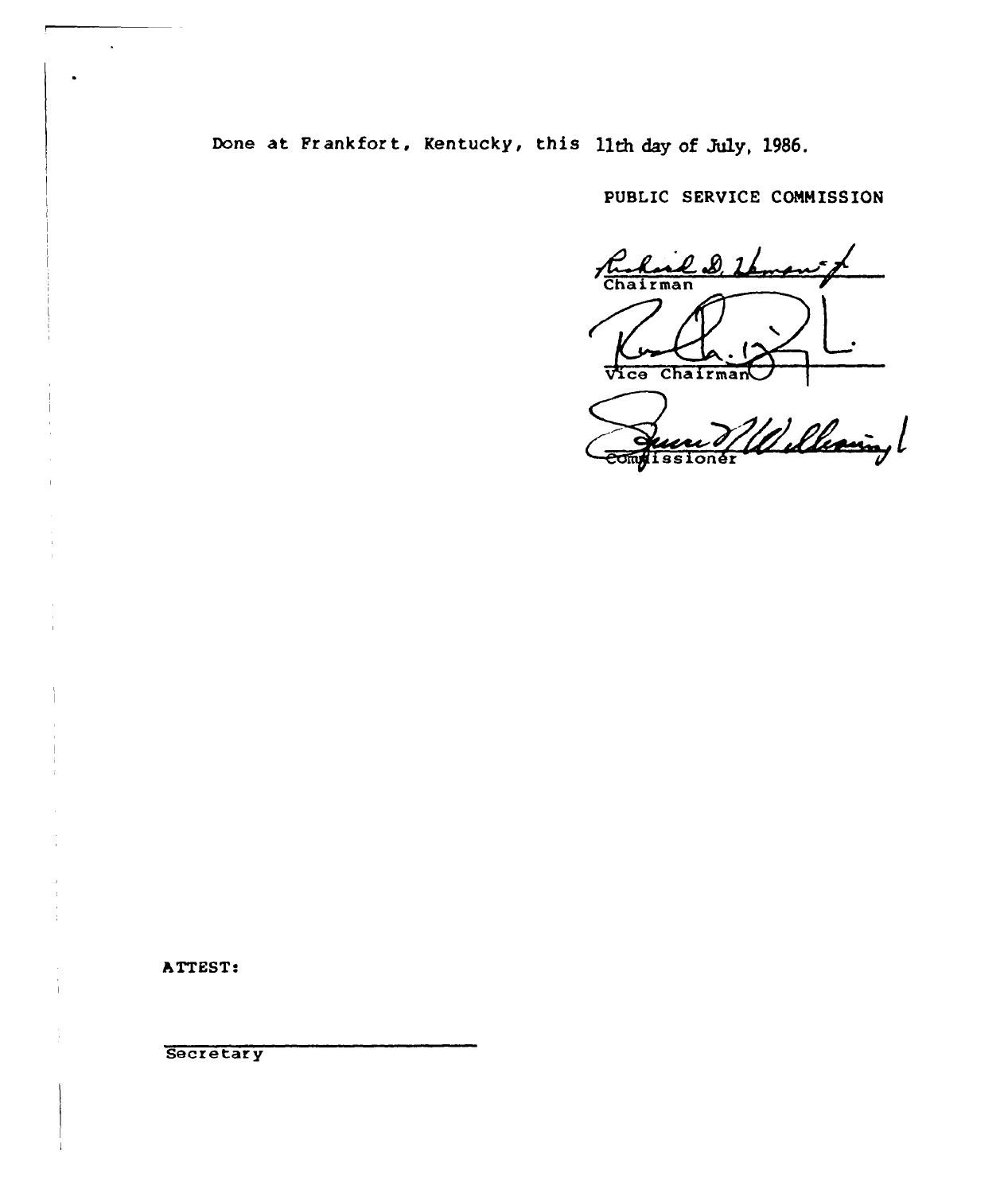Done at Frankfort, Kentucky, this 11th day of July, 1986.

PUBLIC SERVICE COMMISSION

Chairman

Vice Chairman

Commissioner

ATTEST:

Secretary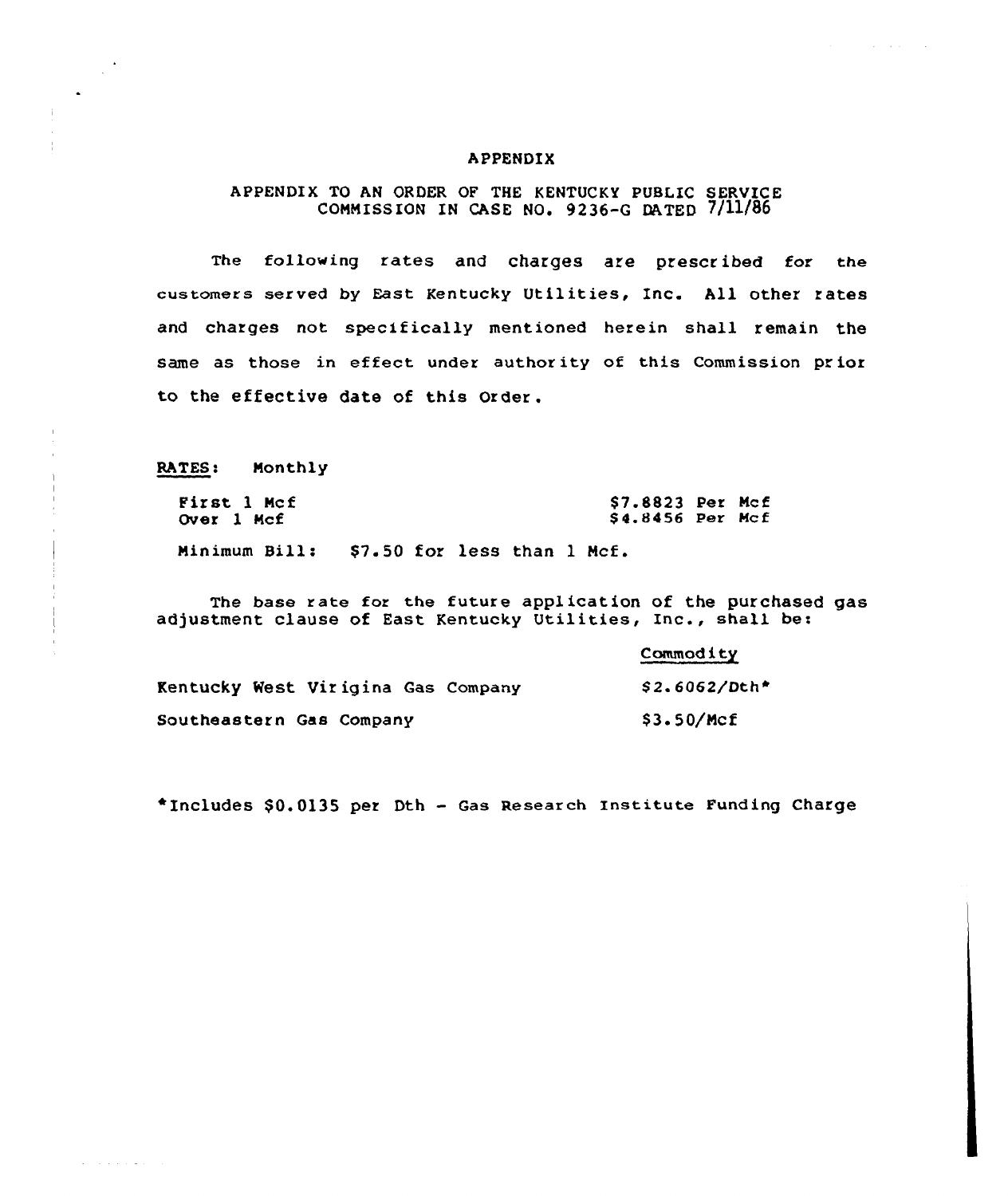# APPENDIX

## APPENDIX TO AN ORDER OF THE KENTUCKY PUBLIC SERVICE COMMISSION IN CASE NO. 9236-G DATED 7/11/86

The following rates and charges are prescribed for the customers served by East Kentucky Utilities, Inc. All other rates and charges not specifically mentioned herein shall remain the same as those in effect under authority of this Commission prior to the effective date of this Order.

RATES: Monthly

| | |
|---|---|
| First 1 Mcf | $7.8823 Per Mcf |
| Over 1 Mcf | $4.8456 Per Mcf |

Minimum Bill: $7.50 for less than 1 Mcf.

The base rate for the future application of the purchased gas adjustment clause of East Kentucky Utilities, Inc., shall be:

| | Commodity |
|---|---|
| Kentucky West Virigina Gas Company | $2.6062/Dth* |
| Southeastern Gas Company | $3.50/Mcf |

*Includes $0.0135 per Dth - Gas Research Institute Funding Charge